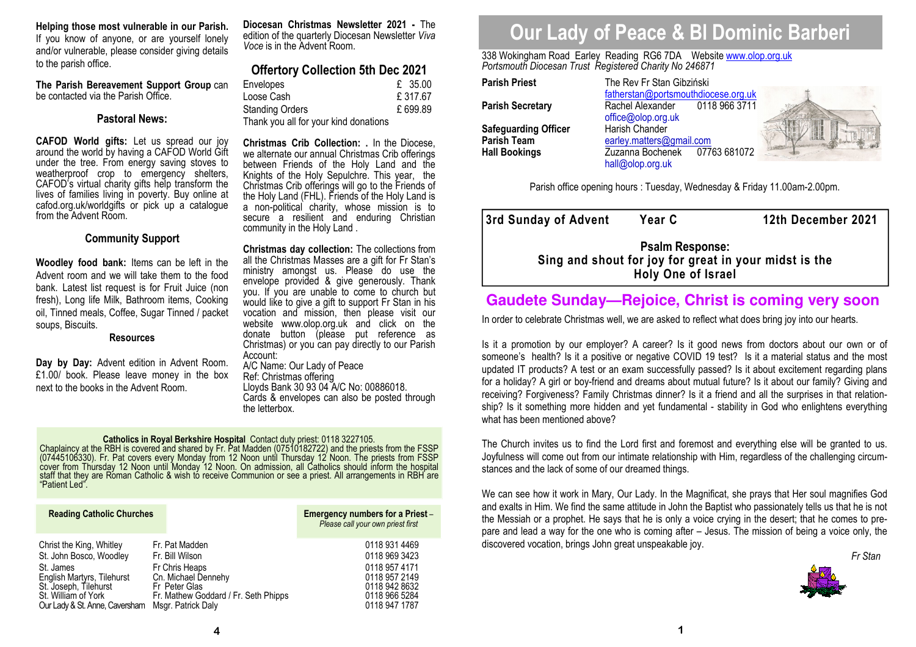**Helping those most vulnerable in our Parish.** If you know of anyone, or are yourself lonely and/or vulnerable, please consider giving details to the parish office.

**The Parish Bereavement Support Group** can be contacted via the Parish Office.

### Pastoral News:

**CAFOD World gifts:** Let us spread our joy around the world by having a CAFOD World Gift under the tree. From energy saving stoves to weatherproof crop to emergency shelters, CAFOD's virtual charity gifts help transform the lives of families living in poverty. Buy online at cafod.org.uk/worldgifts or pick up a catalogue from the Advent Room.

### Community Support

**Woodley food bank:** Items can be left in the Advent room and we will take them to the food bank. Latest list request is for Fruit Juice (non fresh), Long life Milk, Bathroom items, Cooking oil, Tinned meals, Coffee, Sugar Tinned / packet soups, Biscuits.

### Resources

**Day by Day:** Advent edition in Advent Room. £1.00/ book. Please leave money in the box next to the books in the Advent Room.

**Diocesan Christmas Newsletter 2021 -** The edition of the quarterly Diocesan Newsletter *Viva Voce* is in the Advent Room.

### Offertory Collection 5th Dec 2021

| | |
|---|---|
| Envelopes | £ 35.00 |
| Loose Cash | £ 317.67 |
| Standing Orders | £ 699.89 |

Thank you all for your kind donations

**Christmas Crib Collection: .** In the Diocese, we alternate our annual Christmas Crib offerings between Friends of the Holy Land and the Knights of the Holy Sepulchre. This year, the Christmas Crib offerings will go to the Friends of the Holy Land (FHL). Friends of the Holy Land is a non-political charity, whose mission is to secure a resilient and enduring Christian community in the Holy Land .

**Christmas day collection:** The collections from all the Christmas Masses are a gift for Fr Stan's ministry amongst us. Please do use the envelope provided & give generously. Thank you. If you are unable to come to church but would like to give a gift to support Fr Stan in his vocation and mission, then please visit our website www.olop.org.uk and click on the donate button (please put reference as Christmas) or you can pay directly to our Parish Account:
A/C Name: Our Lady of Peace
Ref: Christmas offering
Lloyds Bank 30 93 04 A/C No: 00886018.
Cards & envelopes can also be posted through the letterbox.

**Catholics in Royal Berkshire Hospital** Contact duty priest: 0118 3227105.
Chaplaincy at the RBH is covered and shared by Fr. Pat Madden (07510182722) and the priests from the FSSP (07445106330). Fr. Pat covers every Monday from 12 Noon until Thursday 12 Noon. The priests from FSSP cover from Thursday 12 Noon until Monday 12 Noon. On admission, all Catholics should inform the hospital staff that they are Roman Catholic & wish to receive Communion or see a priest. All arrangements in RBH are "Patient Led".

| **Reading Catholic Churches** | | **Emergency numbers for a Priest** – *Please call your own priest first* |
|---|---|---|
| Christ the King, Whitley | Fr. Pat Madden | 0118 931 4469 |
| St. John Bosco, Woodley | Fr. Bill Wilson | 0118 969 3423 |
| St. James | Fr Chris Heaps | 0118 957 4171 |
| English Martyrs, Tilehurst | Cn. Michael Dennehy | 0118 957 2149 |
| St. Joseph, Tilehurst | Fr Peter Glas | 0118 942 8632 |
| St. William of York | Fr. Mathew Goddard / Fr. Seth Phipps | 0118 966 5284 |
| Our Lady & St. Anne, Caversham | Msgr. Patrick Daly | 0118 947 1787 |

# Our Lady of Peace & Bl Dominic Barberi

338 Wokingham Road Earley Reading RG6 7DA Website www.olop.org.uk
*Portsmouth Diocesan Trust Registered Charity No 246871*

| | |
|---|---|
| **Parish Priest** | The Rev Fr Stan Gibziński<br>fatherstan@portsmouthdiocese.org.uk |
| **Parish Secretary** | Rachel Alexander 0118 966 3711<br>office@olop.org.uk |
| **Safeguarding Officer** | Harish Chander |
| **Parish Team** | earley.matters@gmail.com |
| **Hall Bookings** | Zuzanna Bochenek 07763 681072<br>hall@olop.org.uk |

Parish office opening hours : Tuesday, Wednesday & Friday 11.00am-2.00pm.

**3rd Sunday of Advent Year C 12th December 2021**

**Psalm Response:**
**Sing and shout for joy for great in your midst is the Holy One of Israel**

## Gaudete Sunday—Rejoice, Christ is coming very soon

In order to celebrate Christmas well, we are asked to reflect what does bring joy into our hearts.

Is it a promotion by our employer? A career? Is it good news from doctors about our own or of someone's health? Is it a positive or negative COVID 19 test? Is it a material status and the most updated IT products? A test or an exam successfully passed? Is it about excitement regarding plans for a holiday? A girl or boy-friend and dreams about mutual future? Is it about our family? Giving and receiving? Forgiveness? Family Christmas dinner? Is it a friend and all the surprises in that relationship? Is it something more hidden and yet fundamental - stability in God who enlightens everything what has been mentioned above?

The Church invites us to find the Lord first and foremost and everything else will be granted to us. Joyfulness will come out from our intimate relationship with Him, regardless of the challenging circumstances and the lack of some of our dreamed things.

We can see how it work in Mary, Our Lady. In the Magnificat, she prays that Her soul magnifies God and exalts in Him. We find the same attitude in John the Baptist who passionately tells us that he is not the Messiah or a prophet. He says that he is only a voice crying in the desert; that he comes to prepare and lead a way for the one who is coming after – Jesus. The mission of being a voice only, the discovered vocation, brings John great unspeakable joy.

*Fr Stan*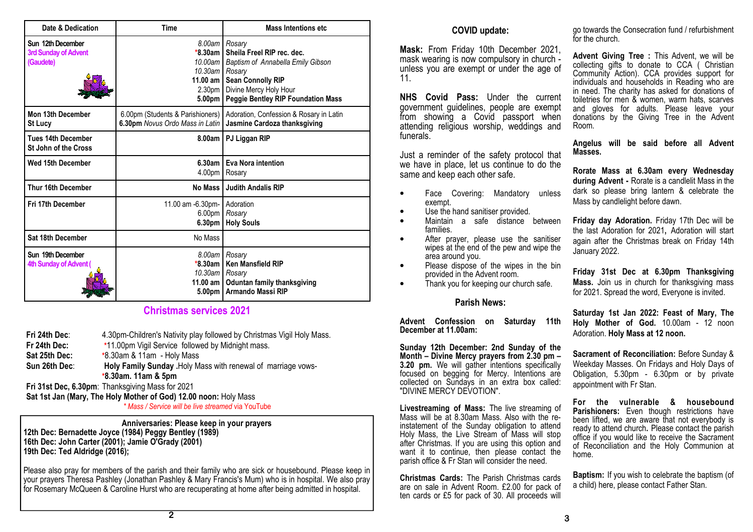| Date & Dedication | Time | Mass Intentions etc |
|---|---|---|
| Sun 12th December<br>3rd Sunday of Advent<br>(Gaudete) | *8.00am*<br>**\*8.30am**<br>*10.00am*<br>*10.30am*<br>**11.00 am**<br>2.30pm<br>**5.00pm** | *Rosary*<br>**Sheila Freel RIP rec. dec.**<br>*Baptism of Annabella Emily Gibson*<br>*Rosary*<br>**Sean Connolly RIP**<br>Divine Mercy Holy Hour<br>**Peggie Bentley RIP Foundation Mass** |
| Mon 13th December<br>St Lucy | 6.00pm (Students & Parishioners)<br>**6.30pm** *Novus Ordo Mass in Latin* | Adoration, Confession & Rosary in Latin<br>**Jasmine Cardoza thanksgiving** |
| Tues 14th December<br>St John of the Cross | **8.00am** | **PJ Liggan RIP** |
| Wed 15th December | **6.30am**<br>4.00pm | **Eva Nora intention**<br>Rosary |
| Thur 16th December | **No Mass** | **Judith Andalis RIP** |
| Fri 17th December | 11.00 am -6.30pm-<br>6.00pm<br>**6.30pm** | Adoration<br>*Rosary*<br>**Holy Souls** |
| Sat 18th December | No Mass | |
| Sun 19th December<br>4th Sunday of Advent ( | *8.00am*<br>**\*8.30am**<br>*10.30am*<br>**11.00 am**<br>**5.00pm** | *Rosary*<br>**Ken Mansfield RIP**<br>*Rosary*<br>**Oduntan family thanksgiving**<br>**Armando Massi RIP** |

## Christmas services 2021

**Fri 24th Dec**: 4.30pm-Children's Nativity play followed by Christmas Vigil Holy Mass.
**Fr 24th Dec:** *11.00pm Vigil Service followed by Midnight mass.
**Sat 25th Dec:** *8.30am & 11am - Holy Mass
**Sun 26th Dec**: **Holy Family Sunday .**Holy Mass with renewal of marriage vows- *__8.30am. 11am & 5pm__*
**Fri 31st Dec, 6.30pm**: Thanksgiving Mass for 2021
**Sat 1st Jan (Mary, The Holy Mother of God) 12.00 noon:** Holy Mass

*\* Mass / Service will be live streamed* via YouTube

**Anniversaries: Please keep in your prayers**
**12th Dec: Bernadette Joyce (1984) Peggy Bentley (1989)**
**16th Dec: John Carter (2001); Jamie O'Grady (2001)**
**19th Dec: Ted Aldridge (2016);**

Please also pray for members of the parish and their family who are sick or housebound. Please keep in your prayers Theresa Pashley (Jonathan Pashley & Mary Francis's Mum) who is in hospital. We also pray for Rosemary McQueen & Caroline Hurst who are recuperating at home after being admitted in hospital.

### COVID update:

**Mask:** From Friday 10th December 2021, mask wearing is now compulsory in church - unless you are exempt or under the age of 11.

**NHS Covid Pass:** Under the current government guidelines, people are exempt from showing a Covid passport when attending religious worship, weddings and funerals.

Just a reminder of the safety protocol that we have in place, let us continue to do the same and keep each other safe.

- Face Covering: Mandatory unless exempt.
- Use the hand sanitiser provided.
- Maintain a safe distance between families.
- After prayer, please use the sanitiser wipes at the end of the pew and wipe the area around you.
- Please dispose of the wipes in the bin provided in the Advent room.
- Thank you for keeping our church safe.

### Parish News:

**Advent Confession on Saturday 11th December at 11.00am:**

**Sunday 12th December: 2nd Sunday of the Month – Divine Mercy prayers from 2.30 pm – 3.20 pm.** We will gather intentions specifically focused on begging for Mercy. Intentions are collected on Sundays in an extra box called: "DIVINE MERCY DEVOTION".

**Livestreaming of Mass:** The live streaming of Mass will be at 8.30am Mass. Also with the re-instatement of the Sunday obligation to attend Holy Mass, the Live Stream of Mass will stop after Christmas. If you are using this option and want it to continue, then please contact the parish office & Fr Stan will consider the need.

**Christmas Cards:** The Parish Christmas cards are on sale in Advent Room. £2.00 for pack of ten cards or £5 for pack of 30. All proceeds will go towards the Consecration fund / refurbishment for the church.

**Advent Giving Tree :** This Advent, we will be collecting gifts to donate to CCA ( Christian Community Action). CCA provides support for individuals and households in Reading who are in need. The charity has asked for donations of toiletries for men & women, warm hats, scarves and gloves for adults. Please leave your donations by the Giving Tree in the Advent Room.

**Angelus will be said before all Advent Masses.**

**Rorate Mass at 6.30am every Wednesday during Advent -** Rorate is a candlelit Mass in the dark so please bring lantern & celebrate the Mass by candlelight before dawn.

**Friday day Adoration.** Friday 17th Dec will be the last Adoration for 2021**,** Adoration will start again after the Christmas break on Friday 14th January 2022.

**Friday 31st Dec at 6.30pm Thanksgiving Mass.** Join us in church for thanksgiving mass for 2021. Spread the word, Everyone is invited.

**Saturday 1st Jan 2022: Feast of Mary, The Holy Mother of God.** 10.00am - 12 noon Adoration. **Holy Mass at 12 noon.**

**Sacrament of Reconciliation:** Before Sunday & Weekday Masses. On Fridays and Holy Days of Obligation, 5.30pm - 6.30pm or by private appointment with Fr Stan.

**For the vulnerable & housebound Parishioners:** Even though restrictions have been lifted, we are aware that not everybody is ready to attend church**.** Please contact the parish office if you would like to receive the Sacrament of Reconciliation and the Holy Communion at home.

**Baptism:** If you wish to celebrate the baptism (of a child) here, please contact Father Stan.